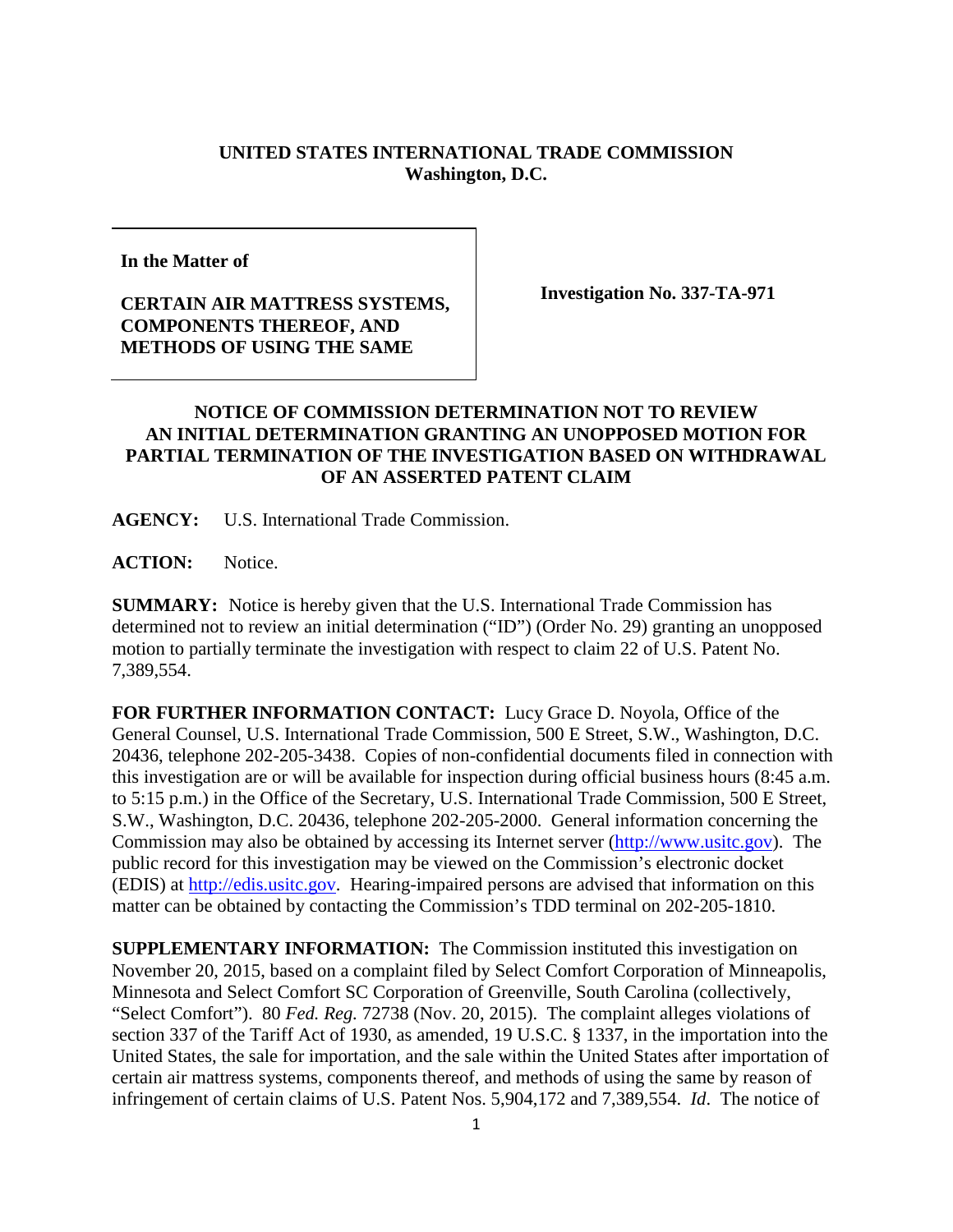**UNITED STATES INTERNATIONAL TRADE COMMISSION**
**Washington, D.C.**

| **In the Matter of**<br><br>**CERTAIN AIR MATTRESS SYSTEMS, COMPONENTS THEREOF, AND METHODS OF USING THE SAME** | **Investigation No. 337-TA-971** |
|---|---|

**NOTICE OF COMMISSION DETERMINATION NOT TO REVIEW AN INITIAL DETERMINATION GRANTING AN UNOPPOSED MOTION FOR PARTIAL TERMINATION OF THE INVESTIGATION BASED ON WITHDRAWAL OF AN ASSERTED PATENT CLAIM**

**AGENCY:** U.S. International Trade Commission.

**ACTION:** Notice.

**SUMMARY:** Notice is hereby given that the U.S. International Trade Commission has determined not to review an initial determination ("ID") (Order No. 29) granting an unopposed motion to partially terminate the investigation with respect to claim 22 of U.S. Patent No. 7,389,554.

**FOR FURTHER INFORMATION CONTACT:** Lucy Grace D. Noyola, Office of the General Counsel, U.S. International Trade Commission, 500 E Street, S.W., Washington, D.C. 20436, telephone 202-205-3438. Copies of non-confidential documents filed in connection with this investigation are or will be available for inspection during official business hours (8:45 a.m. to 5:15 p.m.) in the Office of the Secretary, U.S. International Trade Commission, 500 E Street, S.W., Washington, D.C. 20436, telephone 202-205-2000. General information concerning the Commission may also be obtained by accessing its Internet server (http://www.usitc.gov). The public record for this investigation may be viewed on the Commission's electronic docket (EDIS) at http://edis.usitc.gov. Hearing-impaired persons are advised that information on this matter can be obtained by contacting the Commission's TDD terminal on 202-205-1810.

**SUPPLEMENTARY INFORMATION:** The Commission instituted this investigation on November 20, 2015, based on a complaint filed by Select Comfort Corporation of Minneapolis, Minnesota and Select Comfort SC Corporation of Greenville, South Carolina (collectively, "Select Comfort"). 80 *Fed. Reg.* 72738 (Nov. 20, 2015). The complaint alleges violations of section 337 of the Tariff Act of 1930, as amended, 19 U.S.C. § 1337, in the importation into the United States, the sale for importation, and the sale within the United States after importation of certain air mattress systems, components thereof, and methods of using the same by reason of infringement of certain claims of U.S. Patent Nos. 5,904,172 and 7,389,554. *Id*. The notice of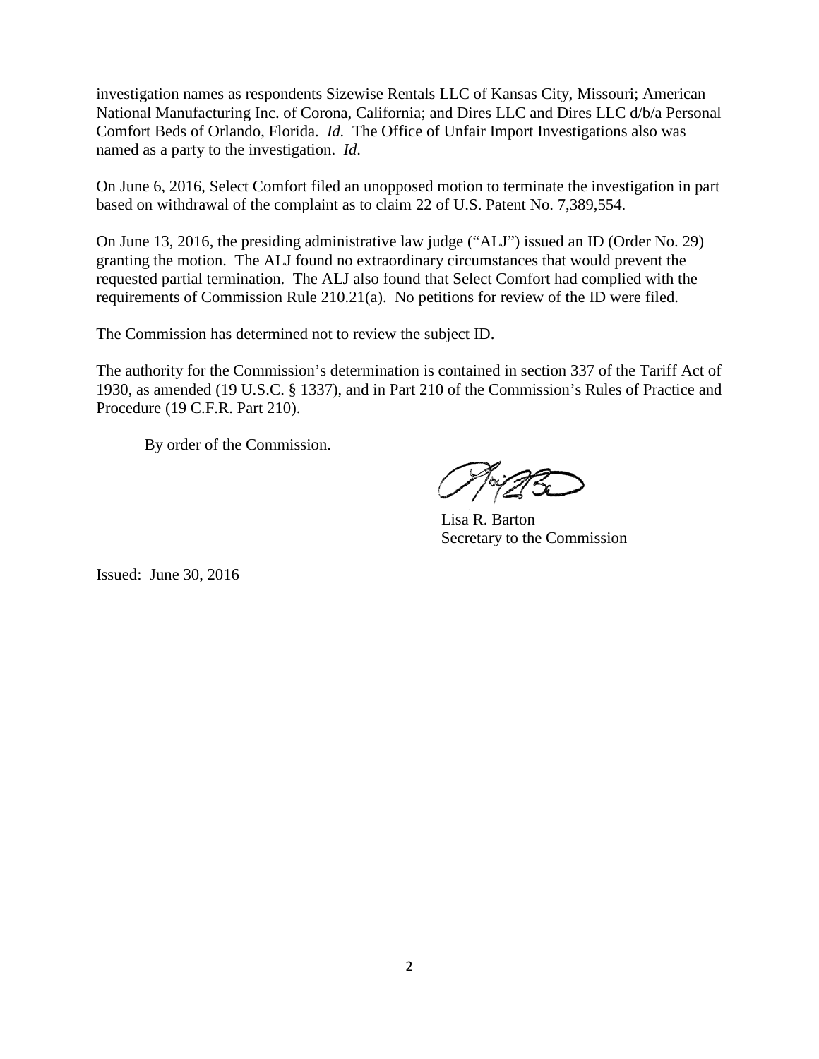investigation names as respondents Sizewise Rentals LLC of Kansas City, Missouri; American National Manufacturing Inc. of Corona, California; and Dires LLC and Dires LLC d/b/a Personal Comfort Beds of Orlando, Florida. *Id.* The Office of Unfair Import Investigations also was named as a party to the investigation. *Id.*

On June 6, 2016, Select Comfort filed an unopposed motion to terminate the investigation in part based on withdrawal of the complaint as to claim 22 of U.S. Patent No. 7,389,554.

On June 13, 2016, the presiding administrative law judge ("ALJ") issued an ID (Order No. 29) granting the motion. The ALJ found no extraordinary circumstances that would prevent the requested partial termination. The ALJ also found that Select Comfort had complied with the requirements of Commission Rule 210.21(a). No petitions for review of the ID were filed.

The Commission has determined not to review the subject ID.

The authority for the Commission's determination is contained in section 337 of the Tariff Act of 1930, as amended (19 U.S.C. § 1337), and in Part 210 of the Commission's Rules of Practice and Procedure (19 C.F.R. Part 210).

By order of the Commission.

Lisa R. Barton
Secretary to the Commission

Issued: June 30, 2016